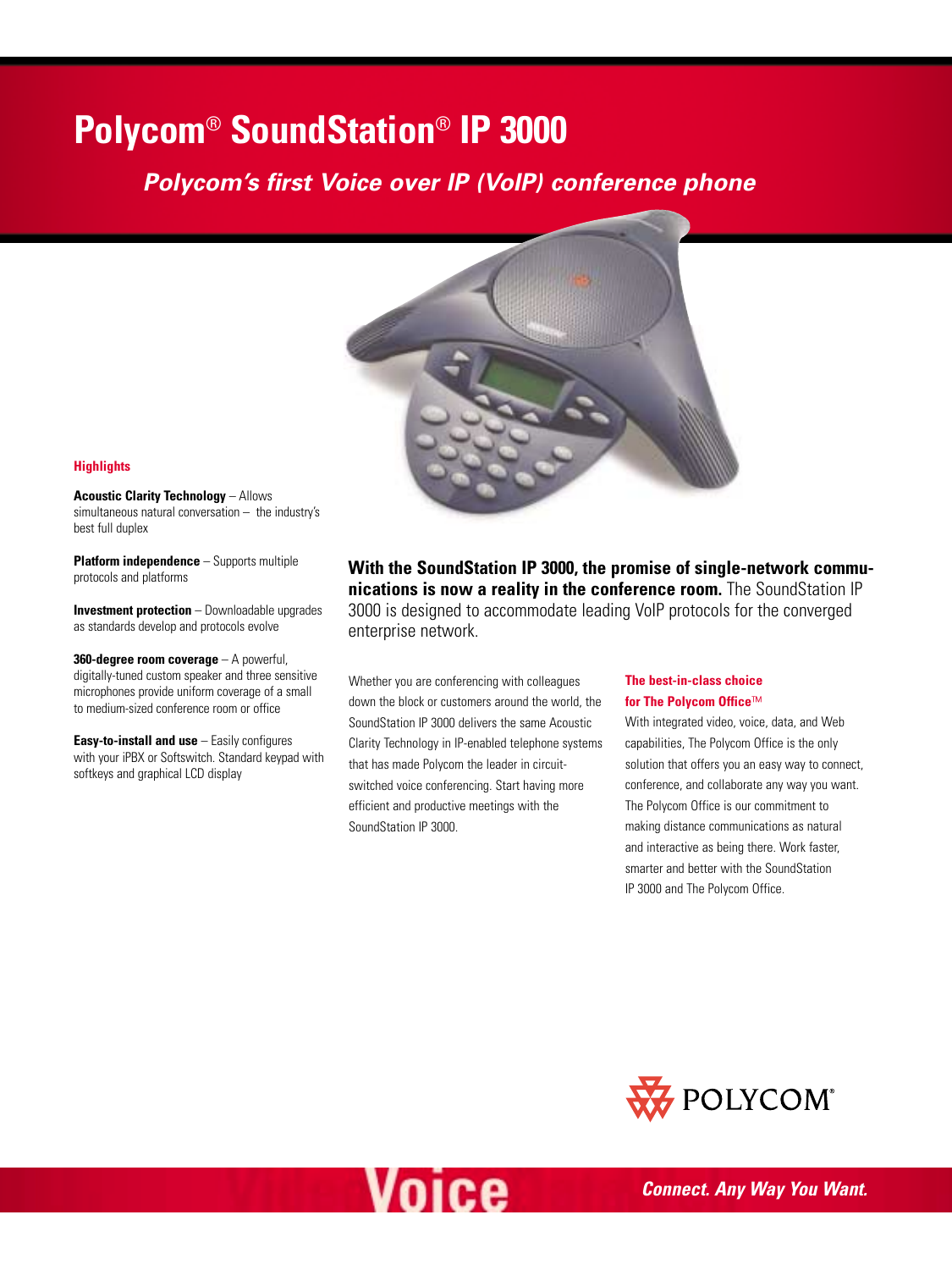# Polycom® SoundStation® IP 3000

## *Polycom's first Voice over IP (VoIP) conference phone*

### Highlights

**Acoustic Clarity Technology** – Allows simultaneous natural conversation – the industry's best full duplex

**Platform independence** – Supports multiple protocols and platforms

**Investment protection** – Downloadable upgrades as standards develop and protocols evolve

**360-degree room coverage** – A powerful, digitally-tuned custom speaker and three sensitive microphones provide uniform coverage of a small to medium-sized conference room or office

**Easy-to-install and use** – Easily configures with your iPBX or Softswitch. Standard keypad with softkeys and graphical LCD display

**With the SoundStation IP 3000, the promise of single-network communications is now a reality in the conference room.** The SoundStation IP 3000 is designed to accommodate leading VoIP protocols for the converged enterprise network.

Whether you are conferencing with colleagues down the block or customers around the world, the SoundStation IP 3000 delivers the same Acoustic Clarity Technology in IP-enabled telephone systems that has made Polycom the leader in circuit-switched voice conferencing. Start having more efficient and productive meetings with the SoundStation IP 3000.

### The best-in-class choice for The Polycom Office™

With integrated video, voice, data, and Web capabilities, The Polycom Office is the only solution that offers you an easy way to connect, conference, and collaborate any way you want. The Polycom Office is our commitment to making distance communications as natural and interactive as being there. Work faster, smarter and better with the SoundStation IP 3000 and The Polycom Office.

POLYCOM®

Voice

*Connect. Any Way You Want.*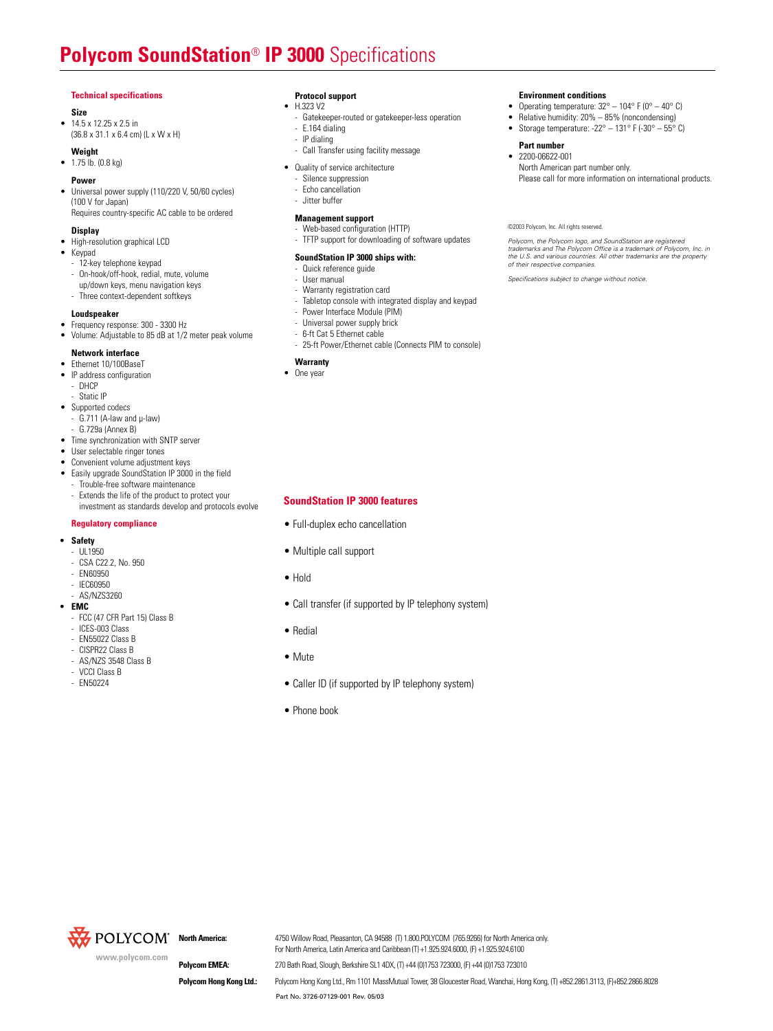# Polycom SoundStation® IP 3000 Specifications

## Technical specifications

### Size
- 14.5 x 12.25 x 2.5 in
  (36.8 x 31.1 x 6.4 cm) (L x W x H)

### Weight
- 1.75 lb. (0.8 kg)

### Power
- Universal power supply (110/220 V, 50/60 cycles)
  (100 V for Japan)
  Requires country-specific AC cable to be ordered

### Display
- High-resolution graphical LCD
- Keypad
  - 12-key telephone keypad
  - On-hook/off-hook, redial, mute, volume up/down keys, menu navigation keys
  - Three context-dependent softkeys

### Loudspeaker
- Frequency response: 300 - 3300 Hz
- Volume: Adjustable to 85 dB at 1/2 meter peak volume

### Network interface
- Ethernet 10/100BaseT
- IP address configuration
  - DHCP
  - Static IP
- Supported codecs
  - G.711 (A-law and µ-law)
  - G.729a (Annex B)
- Time synchronization with SNTP server
- User selectable ringer tones
- Convenient volume adjustment keys
- Easily upgrade SoundStation IP 3000 in the field
  - Trouble-free software maintenance
  - Extends the life of the product to protect your investment as standards develop and protocols evolve

## Regulatory compliance

- **Safety**
  - UL1950
  - CSA C22.2, No. 950
  - EN60950
  - IEC60950
  - AS/NZS3260
- **EMC**
  - FCC (47 CFR Part 15) Class B
  - ICES-003 Class
  - EN55022 Class B
  - CISPR22 Class B
  - AS/NZS 3548 Class B
  - VCCI Class B
  - EN50224

### Protocol support
- H.323 V2
  - Gatekeeper-routed or gatekeeper-less operation
  - E.164 dialing
  - IP dialing
  - Call Transfer using facility message
- Quality of service architecture
  - Silence suppression
  - Echo cancellation
  - Jitter buffer

### Management support
- Web-based configuration (HTTP)
- TFTP support for downloading of software updates

### SoundStation IP 3000 ships with:
- Quick reference guide
- User manual
- Warranty registration card
- Tabletop console with integrated display and keypad
- Power Interface Module (PIM)
- Universal power supply brick
- 6-ft Cat 5 Ethernet cable
- 25-ft Power/Ethernet cable (Connects PIM to console)

### Warranty
- One year

### Environment conditions
- Operating temperature: 32° – 104° F (0° – 40° C)
- Relative humidity: 20% – 85% (noncondensing)
- Storage temperature: -22° – 131° F (-30° – 55° C)

### Part number
- 2200-06622-001
  North American part number only.
  Please call for more information on international products.

©2003 Polycom, Inc. All rights reserved.

*Polycom, the Polycom logo, and SoundStation are registered trademarks and The Polycom Office is a trademark of Polycom, Inc. in the U.S. and various countries. All other trademarks are the property of their respective companies.*

*Specifications subject to change without notice.*

## SoundStation IP 3000 features

- Full-duplex echo cancellation
- Multiple call support
- Hold
- Call transfer (if supported by IP telephony system)
- Redial
- Mute
- Caller ID (if supported by IP telephony system)
- Phone book

POLYCOM
www.polycom.com

**North America:** 4750 Willow Road, Pleasanton, CA 94588 (T) 1.800.POLYCOM (765.9266) for North America only. For North America, Latin America and Caribbean (T) +1.925.924.6000, (F) +1.925.924.6100

**Polycom EMEA:** 270 Bath Road, Slough, Berkshire SL1 4DX, (T) +44 (0)1753 723000, (F) +44 (0)1753 723010

**Polycom Hong Kong Ltd.:** Polycom Hong Kong Ltd., Rm 1101 MassMutual Tower, 38 Gloucester Road, Wanchai, Hong Kong, (T) +852.2861.3113, (F)+852.2866.8028

Part No. 3726-07129-001 Rev. 05/03